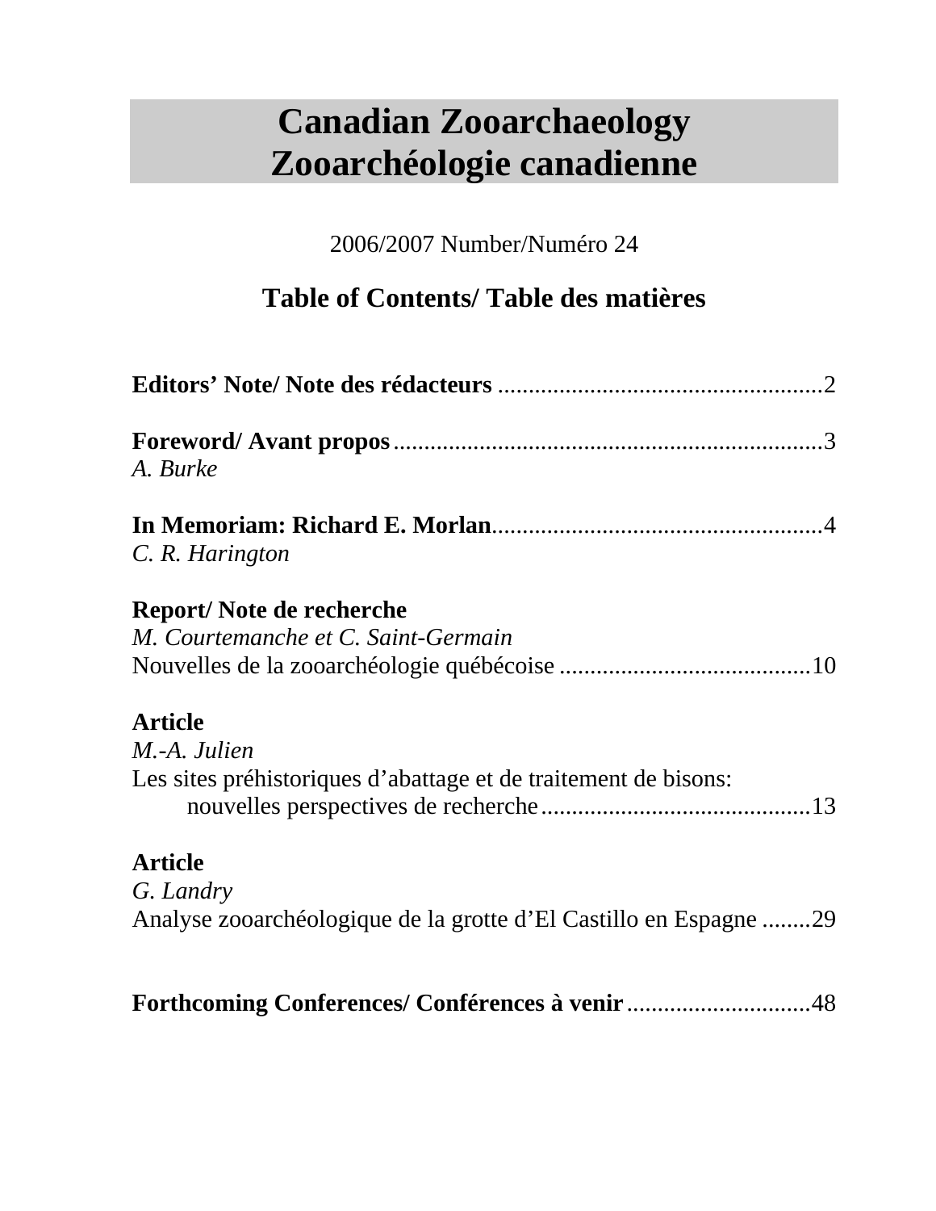# Canadian Zooarchaeology
# Zooarchéologie canadienne

2006/2007 Number/Numéro 24

## Table of Contents/ Table des matières

**Editors' Note/ Note des rédacteurs** ....................................................2

**Foreword/ Avant propos**....................................................................3
*A. Burke*

**In Memoriam: Richard E. Morlan**......................................................4
*C. R. Harington*

**Report/ Note de recherche**
*M. Courtemanche et C. Saint-Germain*
Nouvelles de la zooarchéologie québécoise .........................................10

**Article**
*M.-A. Julien*
Les sites préhistoriques d'abattage et de traitement de bisons:
nouvelles perspectives de recherche............................................13

**Article**
*G. Landry*
Analyse zooarchéologique de la grotte d'El Castillo en Espagne ........29

**Forthcoming Conferences/ Conférences à venir**..............................48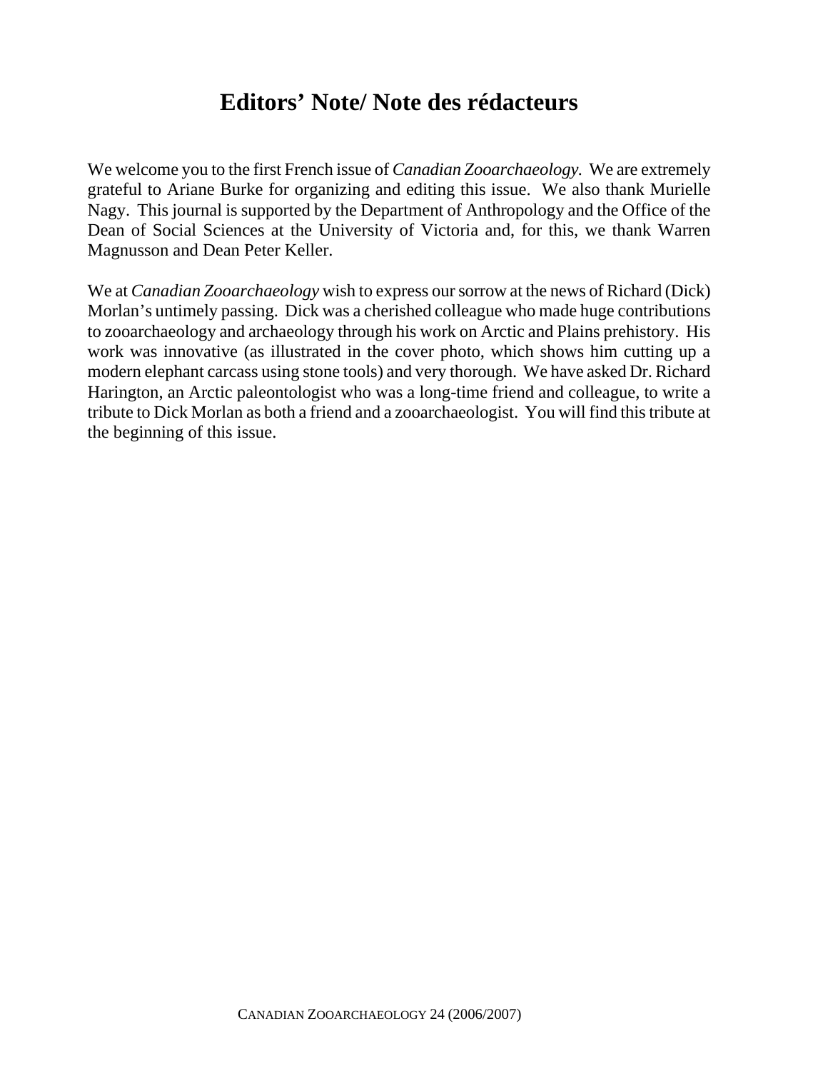# Editors' Note/ Note des rédacteurs

We welcome you to the first French issue of *Canadian Zooarchaeology.* We are extremely grateful to Ariane Burke for organizing and editing this issue. We also thank Murielle Nagy. This journal is supported by the Department of Anthropology and the Office of the Dean of Social Sciences at the University of Victoria and, for this, we thank Warren Magnusson and Dean Peter Keller.

We at *Canadian Zooarchaeology* wish to express our sorrow at the news of Richard (Dick) Morlan's untimely passing. Dick was a cherished colleague who made huge contributions to zooarchaeology and archaeology through his work on Arctic and Plains prehistory. His work was innovative (as illustrated in the cover photo, which shows him cutting up a modern elephant carcass using stone tools) and very thorough. We have asked Dr. Richard Harington, an Arctic paleontologist who was a long-time friend and colleague, to write a tribute to Dick Morlan as both a friend and a zooarchaeologist. You will find this tribute at the beginning of this issue.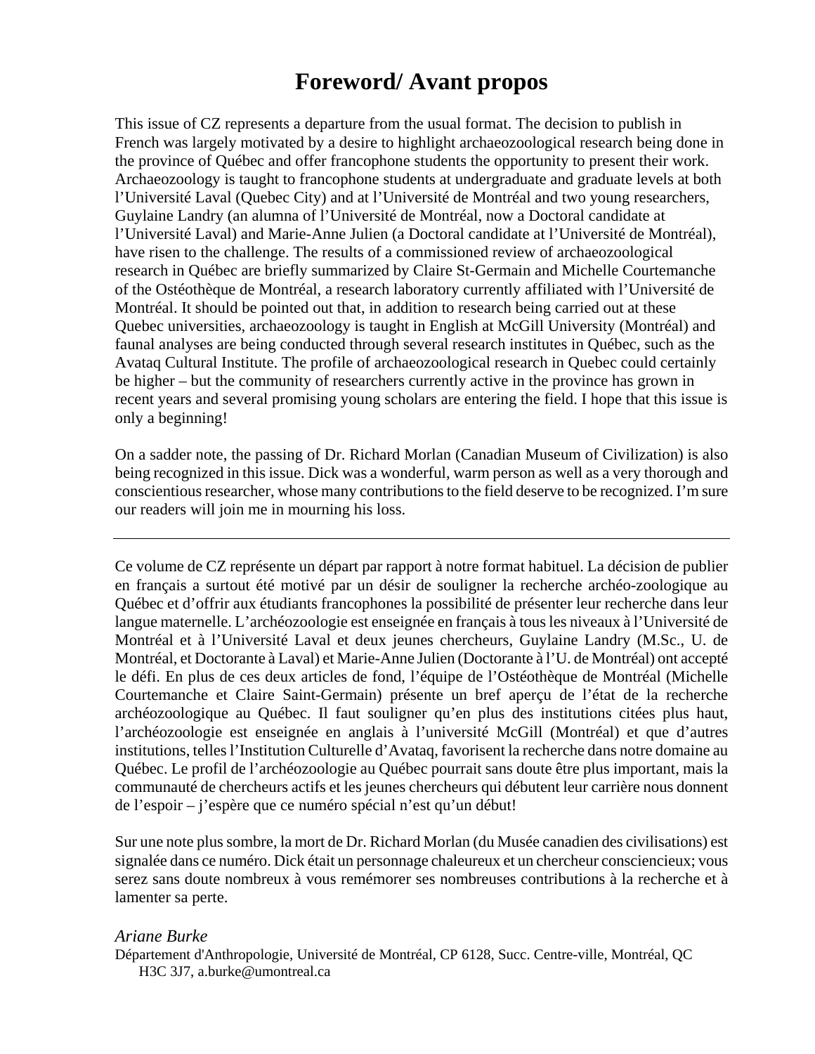# Foreword/ Avant propos

This issue of CZ represents a departure from the usual format. The decision to publish in French was largely motivated by a desire to highlight archaeozoological research being done in the province of Québec and offer francophone students the opportunity to present their work. Archaeozoology is taught to francophone students at undergraduate and graduate levels at both l'Université Laval (Quebec City) and at l'Université de Montréal and two young researchers, Guylaine Landry (an alumna of l'Université de Montréal, now a Doctoral candidate at l'Université Laval) and Marie-Anne Julien (a Doctoral candidate at l'Université de Montréal), have risen to the challenge. The results of a commissioned review of archaeozoological research in Québec are briefly summarized by Claire St-Germain and Michelle Courtemanche of the Ostéothèque de Montréal, a research laboratory currently affiliated with l'Université de Montréal. It should be pointed out that, in addition to research being carried out at these Quebec universities, archaeozoology is taught in English at McGill University (Montréal) and faunal analyses are being conducted through several research institutes in Québec, such as the Avataq Cultural Institute. The profile of archaeozoological research in Quebec could certainly be higher – but the community of researchers currently active in the province has grown in recent years and several promising young scholars are entering the field. I hope that this issue is only a beginning!

On a sadder note, the passing of Dr. Richard Morlan (Canadian Museum of Civilization) is also being recognized in this issue. Dick was a wonderful, warm person as well as a very thorough and conscientious researcher, whose many contributions to the field deserve to be recognized. I'm sure our readers will join me in mourning his loss.

---

Ce volume de CZ représente un départ par rapport à notre format habituel. La décision de publier en français a surtout été motivé par un désir de souligner la recherche archéo-zoologique au Québec et d'offrir aux étudiants francophones la possibilité de présenter leur recherche dans leur langue maternelle. L'archéozoologie est enseignée en français à tous les niveaux à l'Université de Montréal et à l'Université Laval et deux jeunes chercheurs, Guylaine Landry (M.Sc., U. de Montréal, et Doctorante à Laval) et Marie-Anne Julien (Doctorante à l'U. de Montréal) ont accepté le défi. En plus de ces deux articles de fond, l'équipe de l'Ostéothèque de Montréal (Michelle Courtemanche et Claire Saint-Germain) présente un bref aperçu de l'état de la recherche archéozoologique au Québec. Il faut souligner qu'en plus des institutions citées plus haut, l'archéozoologie est enseignée en anglais à l'université McGill (Montréal) et que d'autres institutions, telles l'Institution Culturelle d'Avataq, favorisent la recherche dans notre domaine au Québec. Le profil de l'archéozoologie au Québec pourrait sans doute être plus important, mais la communauté de chercheurs actifs et les jeunes chercheurs qui débutent leur carrière nous donnent de l'espoir – j'espère que ce numéro spécial n'est qu'un début!

Sur une note plus sombre, la mort de Dr. Richard Morlan (du Musée canadien des civilisations) est signalée dans ce numéro. Dick était un personnage chaleureux et un chercheur consciencieux; vous serez sans doute nombreux à vous remémorer ses nombreuses contributions à la recherche et à lamenter sa perte.

*Ariane Burke*

Département d'Anthropologie, Université de Montréal, CP 6128, Succ. Centre-ville, Montréal, QC H3C 3J7, a.burke@umontreal.ca